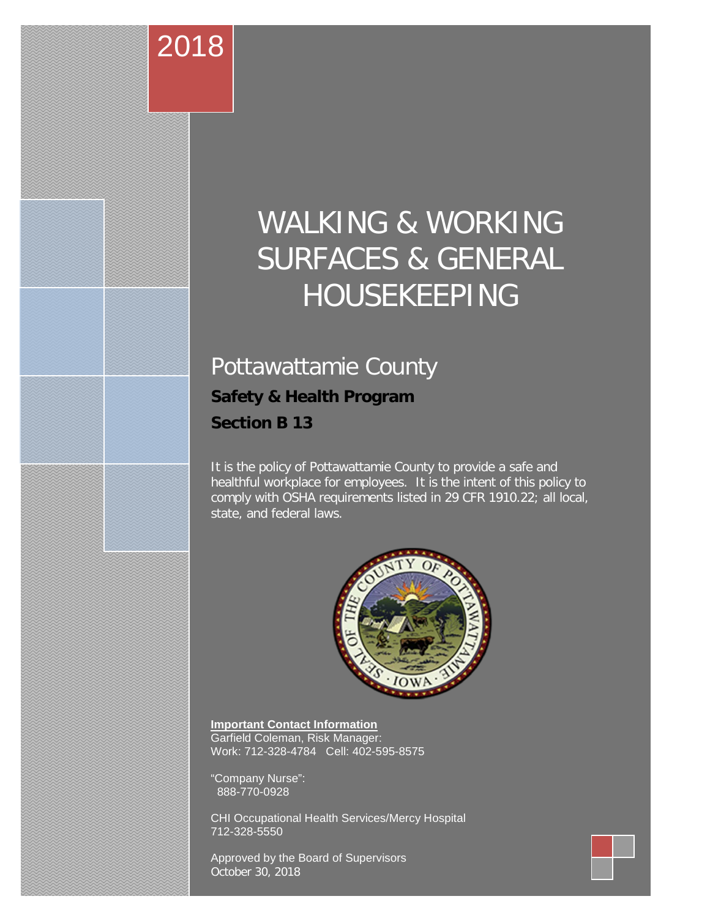2018

# WALKING & WORKING SURFACES & GENERAL HOUSEKEEPING

## Pottawattamie County

**Safety & Health Program**

**Section B 13**

It is the policy of Pottawattamie County to provide a safe and healthful workplace for employees. It is the intent of this policy to comply with OSHA requirements listed in 29 CFR 1910.22; all local, state, and federal laws.

**Important Contact Information**
Garfield Coleman, Risk Manager:
Work: 712-328-4784 Cell: 402-595-8575

"Company Nurse":
888-770-0928

CHI Occupational Health Services/Mercy Hospital
712-328-5550

Approved by the Board of Supervisors
October 30, 2018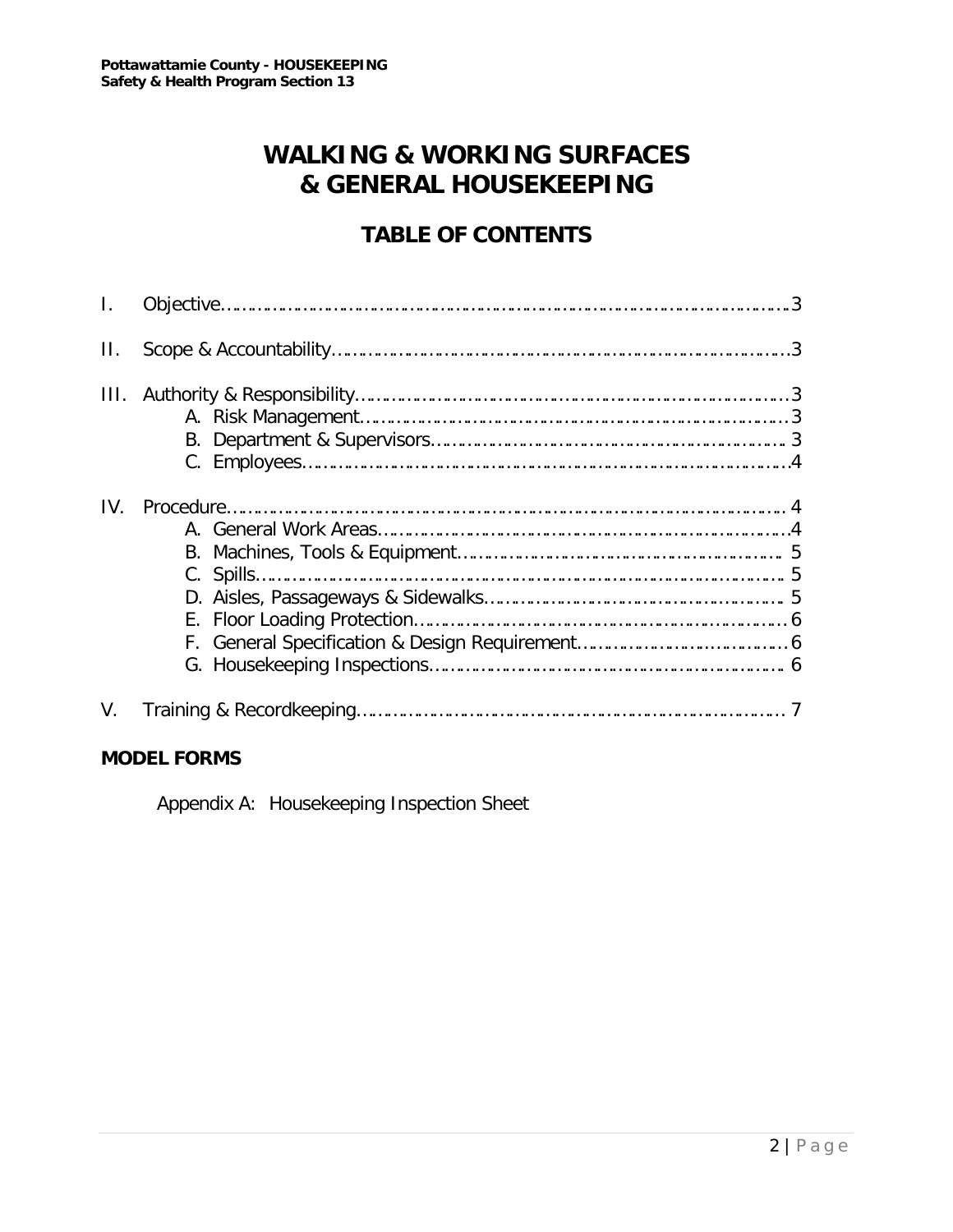# WALKING & WORKING SURFACES & GENERAL HOUSEKEEPING

## TABLE OF CONTENTS

I. Objective........................................................................................................3

II. Scope & Accountability..............................................................................3

III. Authority & Responsibility.......................................................................3
   A. Risk Management...................................................................................3
   B. Department & Supervisors.....................................................................3
   C. Employees...............................................................................................4

IV. Procedure.................................................................................................4
   A. General Work Areas................................................................................4
   B. Machines, Tools & Equipment................................................................5
   C. Spills.......................................................................................................5
   D. Aisles, Passageways & Sidewalks.........................................................5
   E. Floor Loading Protection........................................................................6
   F. General Specification & Design Requirement.........................................6
   G. Housekeeping Inspections.....................................................................6

V. Training & Recordkeeping..........................................................................7

**MODEL FORMS**

Appendix A: Housekeeping Inspection Sheet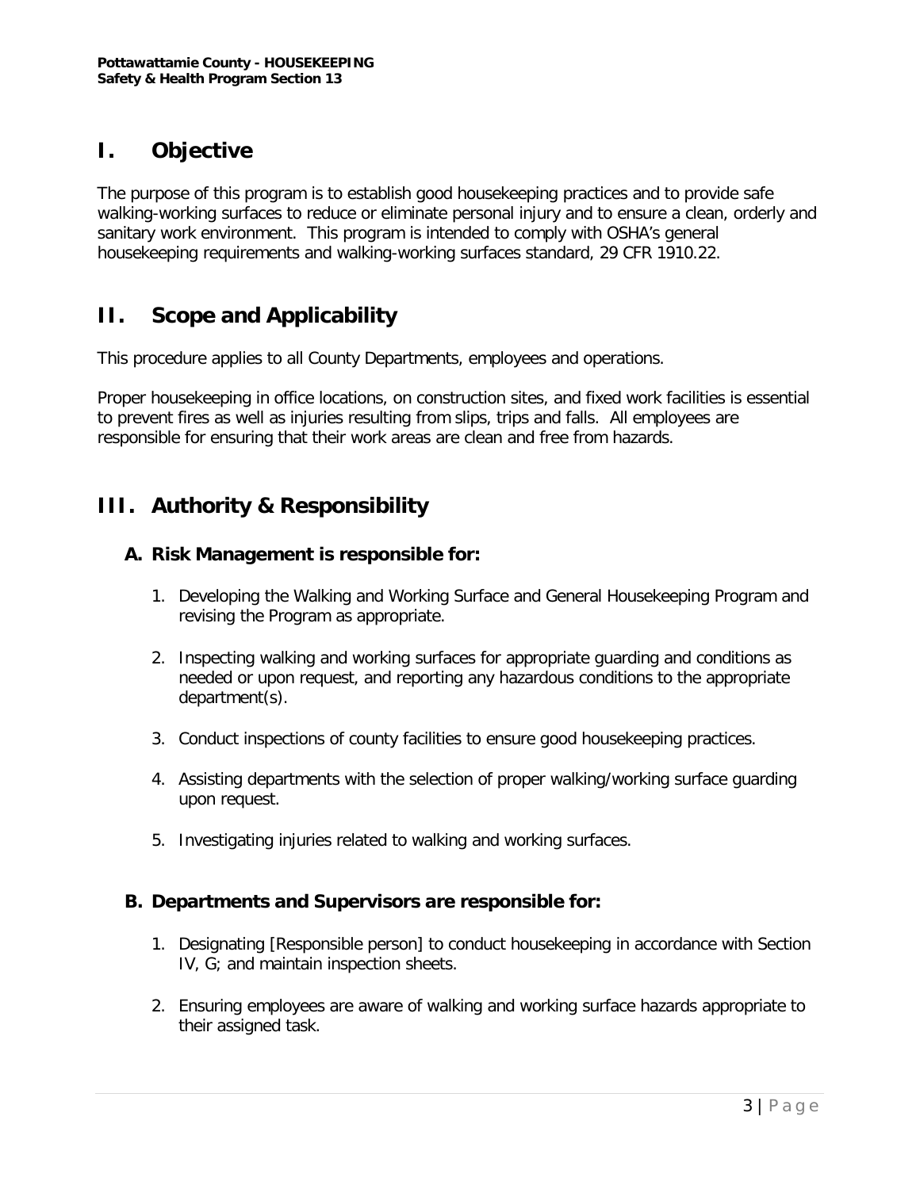# I. Objective

The purpose of this program is to establish good housekeeping practices and to provide safe walking-working surfaces to reduce or eliminate personal injury and to ensure a clean, orderly and sanitary work environment. This program is intended to comply with OSHA's general housekeeping requirements and walking-working surfaces standard, 29 CFR 1910.22.

# II. Scope and Applicability

This procedure applies to all County Departments, employees and operations.

Proper housekeeping in office locations, on construction sites, and fixed work facilities is essential to prevent fires as well as injuries resulting from slips, trips and falls. All employees are responsible for ensuring that their work areas are clean and free from hazards.

# III. Authority & Responsibility

## A. Risk Management is responsible for:

1. Developing the Walking and Working Surface and General Housekeeping Program and revising the Program as appropriate.
2. Inspecting walking and working surfaces for appropriate guarding and conditions as needed or upon request, and reporting any hazardous conditions to the appropriate department(s).
3. Conduct inspections of county facilities to ensure good housekeeping practices.
4. Assisting departments with the selection of proper walking/working surface guarding upon request.
5. Investigating injuries related to walking and working surfaces.

## B. Departments and Supervisors are responsible for:

1. Designating [Responsible person] to conduct housekeeping in accordance with Section IV, G; and maintain inspection sheets.
2. Ensuring employees are aware of walking and working surface hazards appropriate to their assigned task.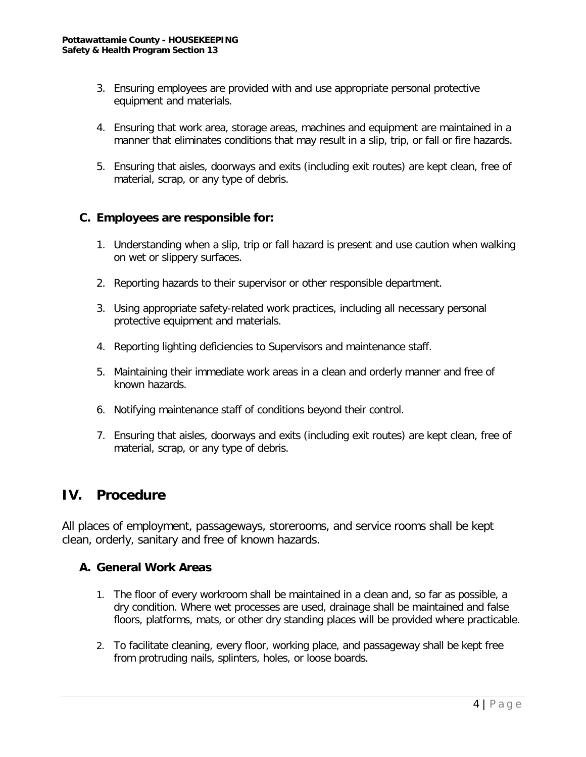3. Ensuring employees are provided with and use appropriate personal protective equipment and materials.

4. Ensuring that work area, storage areas, machines and equipment are maintained in a manner that eliminates conditions that may result in a slip, trip, or fall or fire hazards.

5. Ensuring that aisles, doorways and exits (including exit routes) are kept clean, free of material, scrap, or any type of debris.

### C. Employees are responsible for:

1. Understanding when a slip, trip or fall hazard is present and use caution when walking on wet or slippery surfaces.

2. Reporting hazards to their supervisor or other responsible department.

3. Using appropriate safety-related work practices, including all necessary personal protective equipment and materials.

4. Reporting lighting deficiencies to Supervisors and maintenance staff.

5. Maintaining their immediate work areas in a clean and orderly manner and free of known hazards.

6. Notifying maintenance staff of conditions beyond their control.

7. Ensuring that aisles, doorways and exits (including exit routes) are kept clean, free of material, scrap, or any type of debris.

## IV. Procedure

All places of employment, passageways, storerooms, and service rooms shall be kept clean, orderly, sanitary and free of known hazards.

### A. General Work Areas

1. The floor of every workroom shall be maintained in a clean and, so far as possible, a dry condition. Where wet processes are used, drainage shall be maintained and false floors, platforms, mats, or other dry standing places will be provided where practicable.

2. To facilitate cleaning, every floor, working place, and passageway shall be kept free from protruding nails, splinters, holes, or loose boards.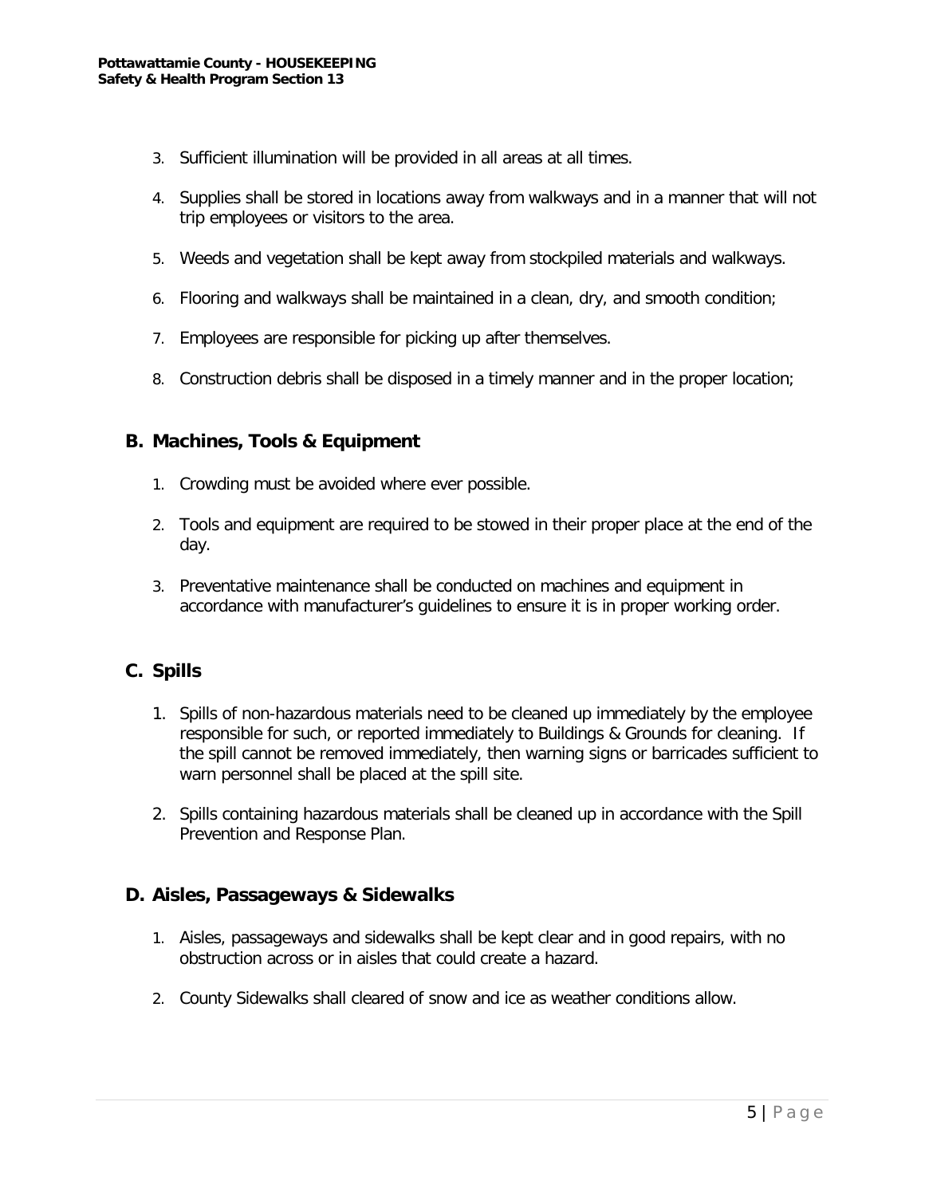3. Sufficient illumination will be provided in all areas at all times.

4. Supplies shall be stored in locations away from walkways and in a manner that will not trip employees or visitors to the area.

5. Weeds and vegetation shall be kept away from stockpiled materials and walkways.

6. Flooring and walkways shall be maintained in a clean, dry, and smooth condition;

7. Employees are responsible for picking up after themselves.

8. Construction debris shall be disposed in a timely manner and in the proper location;

## B. Machines, Tools & Equipment

1. Crowding must be avoided where ever possible.

2. Tools and equipment are required to be stowed in their proper place at the end of the day.

3. Preventative maintenance shall be conducted on machines and equipment in accordance with manufacturer's guidelines to ensure it is in proper working order.

## C. Spills

1. Spills of non-hazardous materials need to be cleaned up immediately by the employee responsible for such, or reported immediately to Buildings & Grounds for cleaning. If the spill cannot be removed immediately, then warning signs or barricades sufficient to warn personnel shall be placed at the spill site.

2. Spills containing hazardous materials shall be cleaned up in accordance with the Spill Prevention and Response Plan.

## D. Aisles, Passageways & Sidewalks

1. Aisles, passageways and sidewalks shall be kept clear and in good repairs, with no obstruction across or in aisles that could create a hazard.

2. County Sidewalks shall cleared of snow and ice as weather conditions allow.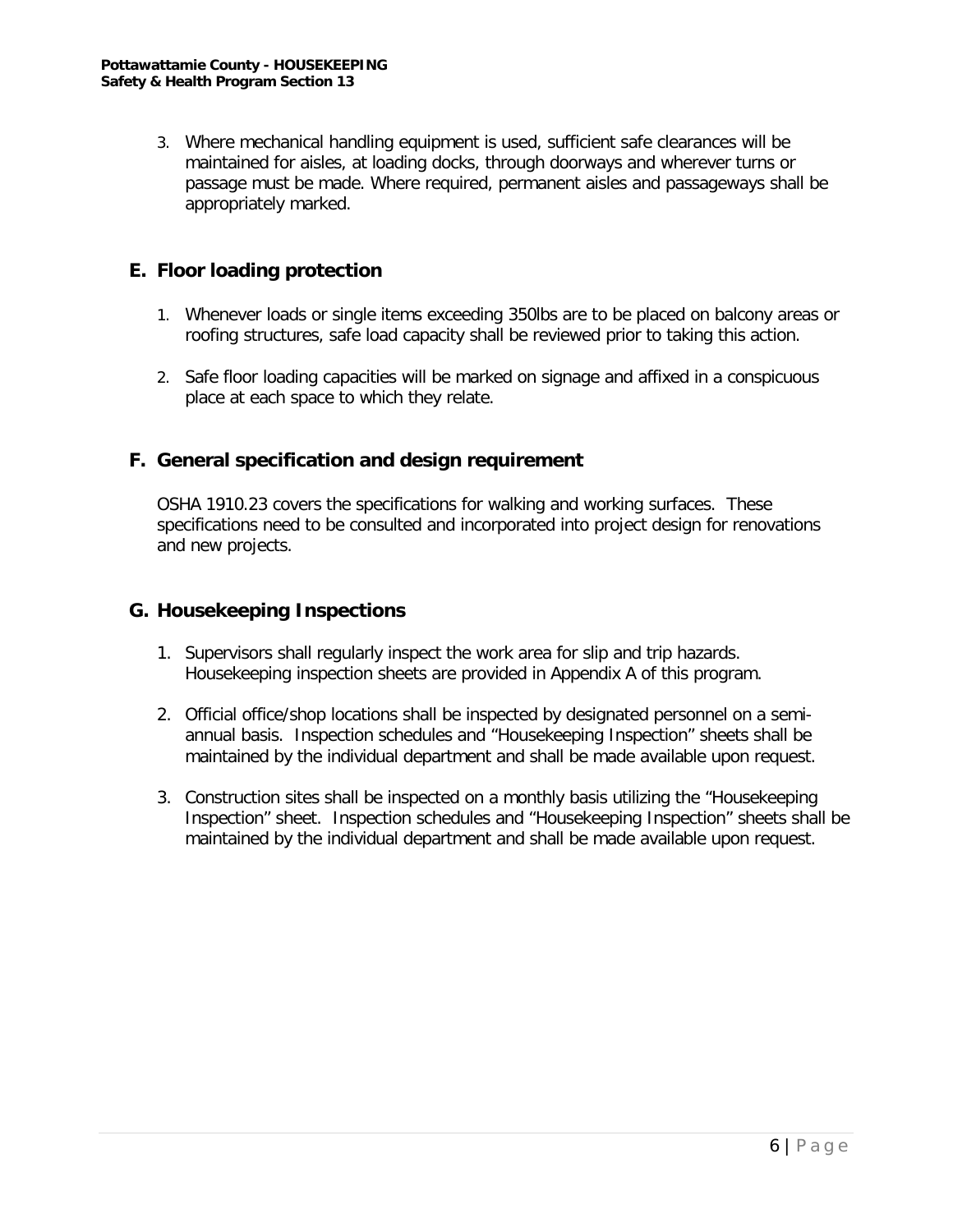3. Where mechanical handling equipment is used, sufficient safe clearances will be maintained for aisles, at loading docks, through doorways and wherever turns or passage must be made. Where required, permanent aisles and passageways shall be appropriately marked.

## E. Floor loading protection

1. Whenever loads or single items exceeding 350lbs are to be placed on balcony areas or roofing structures, safe load capacity shall be reviewed prior to taking this action.

2. Safe floor loading capacities will be marked on signage and affixed in a conspicuous place at each space to which they relate.

## F. General specification and design requirement

OSHA 1910.23 covers the specifications for walking and working surfaces. These specifications need to be consulted and incorporated into project design for renovations and new projects.

## G. Housekeeping Inspections

1. Supervisors shall regularly inspect the work area for slip and trip hazards. Housekeeping inspection sheets are provided in Appendix A of this program.

2. Official office/shop locations shall be inspected by designated personnel on a semi-annual basis. Inspection schedules and "Housekeeping Inspection" sheets shall be maintained by the individual department and shall be made available upon request.

3. Construction sites shall be inspected on a monthly basis utilizing the "Housekeeping Inspection" sheet. Inspection schedules and "Housekeeping Inspection" sheets shall be maintained by the individual department and shall be made available upon request.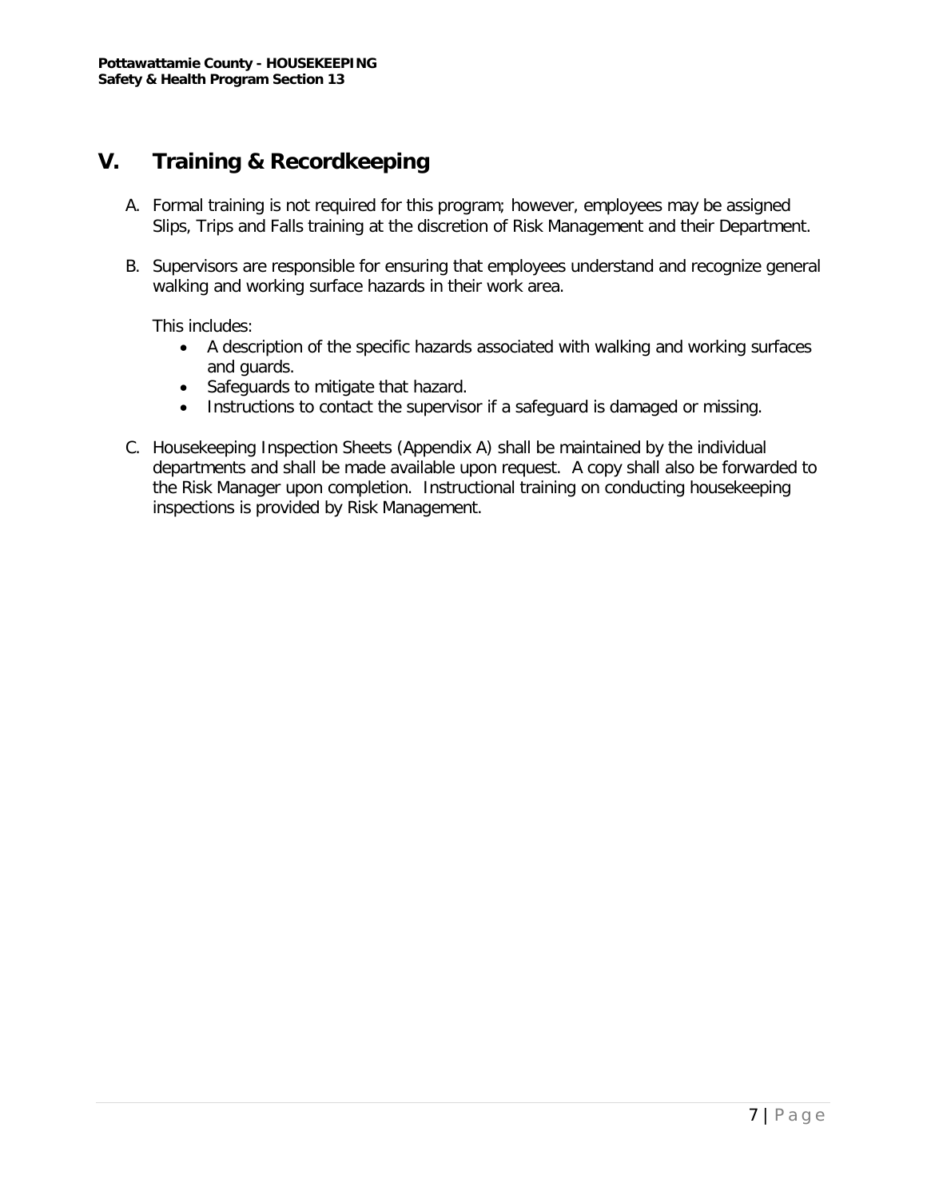## V. Training & Recordkeeping

A. Formal training is not required for this program; however, employees may be assigned Slips, Trips and Falls training at the discretion of Risk Management and their Department.

B. Supervisors are responsible for ensuring that employees understand and recognize general walking and working surface hazards in their work area.

   This includes:

   - A description of the specific hazards associated with walking and working surfaces and guards.
   - Safeguards to mitigate that hazard.
   - Instructions to contact the supervisor if a safeguard is damaged or missing.

C. Housekeeping Inspection Sheets (Appendix A) shall be maintained by the individual departments and shall be made available upon request. A copy shall also be forwarded to the Risk Manager upon completion. Instructional training on conducting housekeeping inspections is provided by Risk Management.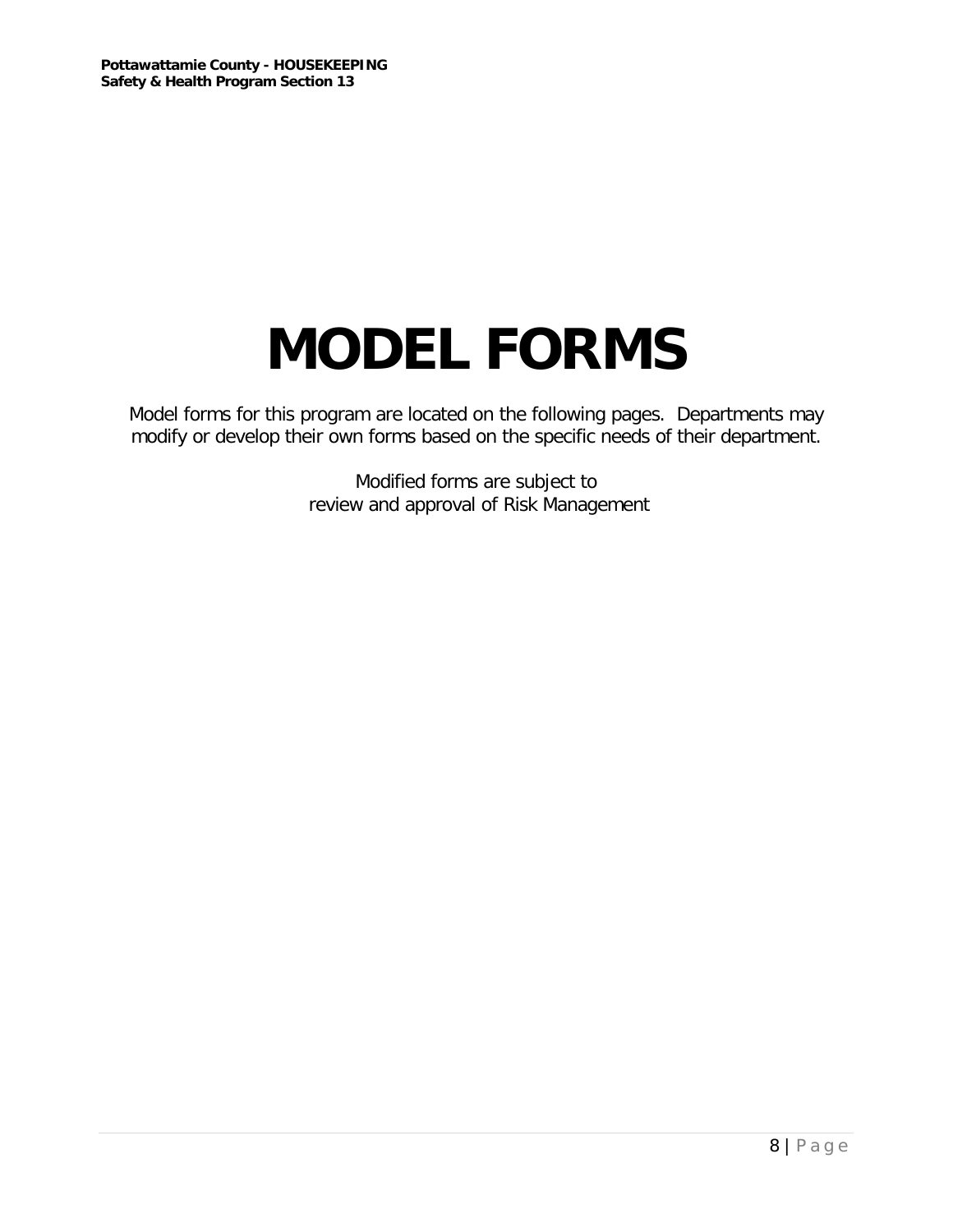# MODEL FORMS

Model forms for this program are located on the following pages. Departments may modify or develop their own forms based on the specific needs of their department.

Modified forms are subject to review and approval of Risk Management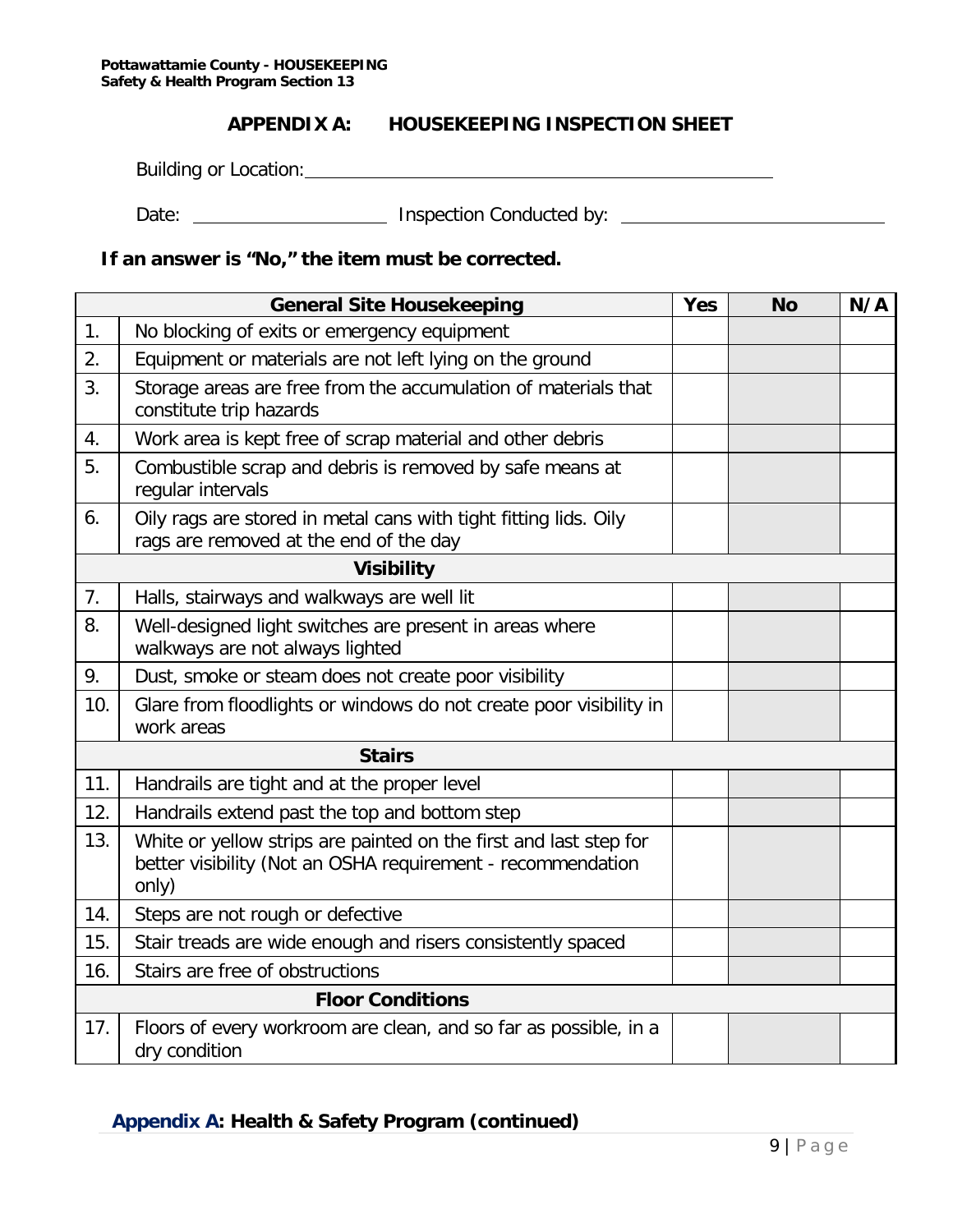## APPENDIX A: HOUSEKEEPING INSPECTION SHEET

Building or Location: ____________________

Date: ____________ Inspection Conducted by: ____________________

**If an answer is "No," the item must be corrected.**

| | General Site Housekeeping | Yes | No | N/A |
|---|---|---|---|---|
| 1. | No blocking of exits or emergency equipment | | | |
| 2. | Equipment or materials are not left lying on the ground | | | |
| 3. | Storage areas are free from the accumulation of materials that constitute trip hazards | | | |
| 4. | Work area is kept free of scrap material and other debris | | | |
| 5. | Combustible scrap and debris is removed by safe means at regular intervals | | | |
| 6. | Oily rags are stored in metal cans with tight fitting lids. Oily rags are removed at the end of the day | | | |
| | **Visibility** | | | |
| 7. | Halls, stairways and walkways are well lit | | | |
| 8. | Well-designed light switches are present in areas where walkways are not always lighted | | | |
| 9. | Dust, smoke or steam does not create poor visibility | | | |
| 10. | Glare from floodlights or windows do not create poor visibility in work areas | | | |
| | **Stairs** | | | |
| 11. | Handrails are tight and at the proper level | | | |
| 12. | Handrails extend past the top and bottom step | | | |
| 13. | White or yellow strips are painted on the first and last step for better visibility (Not an OSHA requirement - recommendation only) | | | |
| 14. | Steps are not rough or defective | | | |
| 15. | Stair treads are wide enough and risers consistently spaced | | | |
| 16. | Stairs are free of obstructions | | | |
| | **Floor Conditions** | | | |
| 17. | Floors of every workroom are clean, and so far as possible, in a dry condition | | | |

**Appendix A: Health & Safety Program (continued)**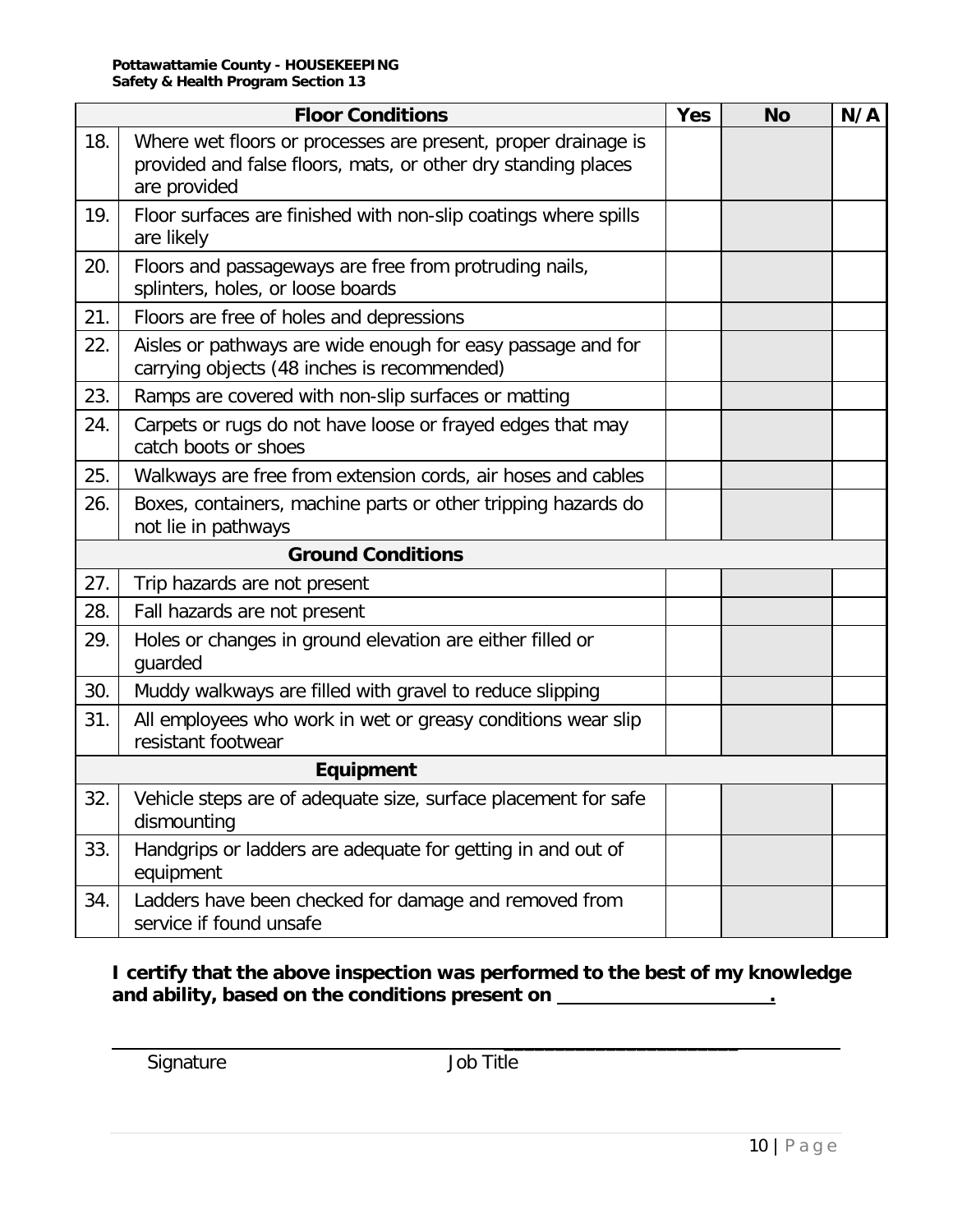| | Floor Conditions | Yes | No | N/A |
|---|---|---|---|---|
| 18. | Where wet floors or processes are present, proper drainage is provided and false floors, mats, or other dry standing places are provided | | | |
| 19. | Floor surfaces are finished with non-slip coatings where spills are likely | | | |
| 20. | Floors and passageways are free from protruding nails, splinters, holes, or loose boards | | | |
| 21. | Floors are free of holes and depressions | | | |
| 22. | Aisles or pathways are wide enough for easy passage and for carrying objects (48 inches is recommended) | | | |
| 23. | Ramps are covered with non-slip surfaces or matting | | | |
| 24. | Carpets or rugs do not have loose or frayed edges that may catch boots or shoes | | | |
| 25. | Walkways are free from extension cords, air hoses and cables | | | |
| 26. | Boxes, containers, machine parts or other tripping hazards do not lie in pathways | | | |
| | **Ground Conditions** | | | |
| 27. | Trip hazards are not present | | | |
| 28. | Fall hazards are not present | | | |
| 29. | Holes or changes in ground elevation are either filled or guarded | | | |
| 30. | Muddy walkways are filled with gravel to reduce slipping | | | |
| 31. | All employees who work in wet or greasy conditions wear slip resistant footwear | | | |
| | **Equipment** | | | |
| 32. | Vehicle steps are of adequate size, surface placement for safe dismounting | | | |
| 33. | Handgrips or ladders are adequate for getting in and out of equipment | | | |
| 34. | Ladders have been checked for damage and removed from service if found unsafe | | | |

**I certify that the above inspection was performed to the best of my knowledge and ability, based on the conditions present on \_\_\_\_\_\_\_\_\_\_\_\_\_\_\_\_\_\_\_\_\_\_.**

\_\_\_\_\_\_\_\_\_\_\_\_\_\_\_\_\_\_\_\_\_\_\_\_\_\_\_\_\_\_\_\_ \_\_\_\_\_\_\_\_\_\_\_\_\_\_\_\_\_\_\_\_\_\_\_\_\_\_\_\_\_\_\_\_

Signature Job Title